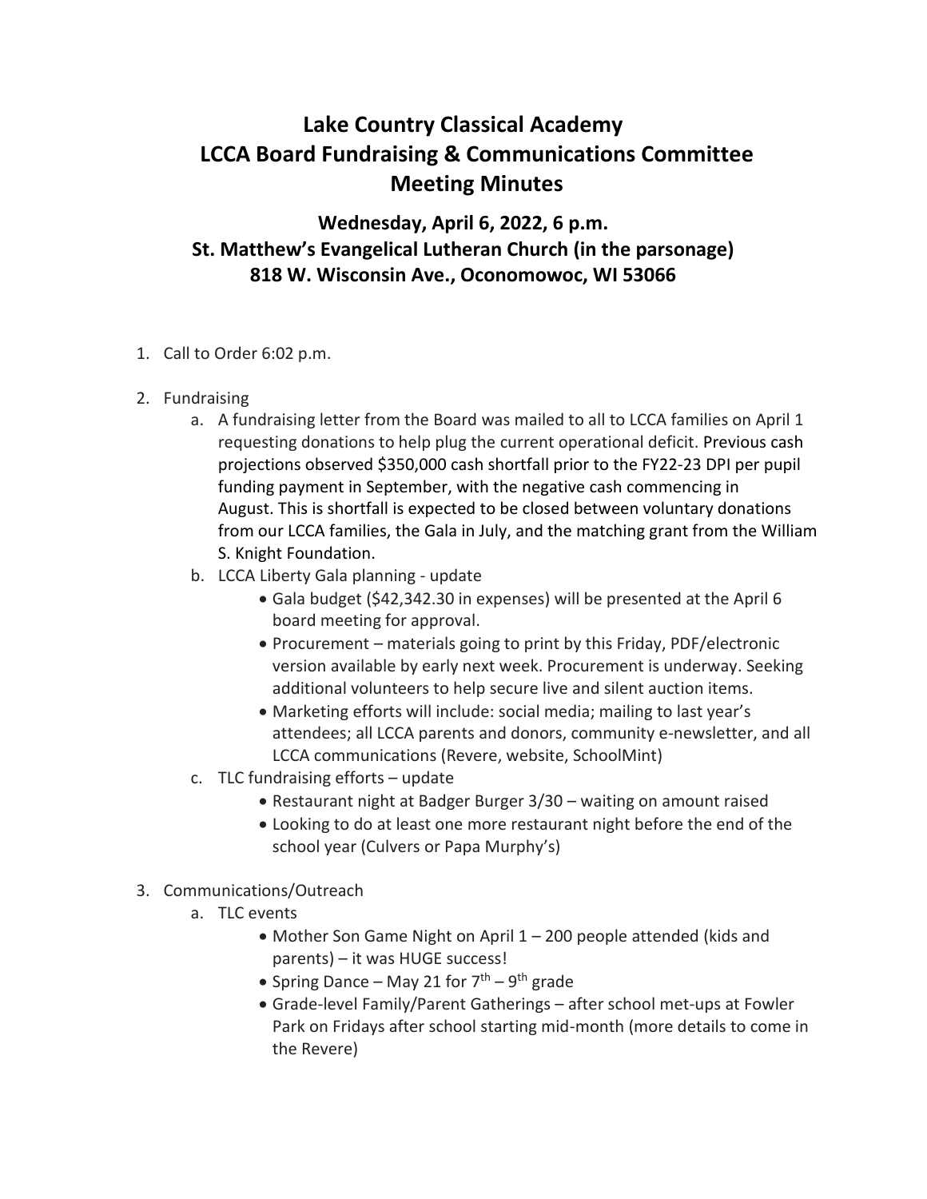# Lake Country Classical Academy
# LCCA Board Fundraising & Communications Committee
# Meeting Minutes

## Wednesday, April 6, 2022, 6 p.m.
## St. Matthew's Evangelical Lutheran Church (in the parsonage)
## 818 W. Wisconsin Ave., Oconomowoc, WI 53066

1. Call to Order 6:02 p.m.

2. Fundraising
   a. A fundraising letter from the Board was mailed to all to LCCA families on April 1 requesting donations to help plug the current operational deficit. Previous cash projections observed $350,000 cash shortfall prior to the FY22-23 DPI per pupil funding payment in September, with the negative cash commencing in August. This is shortfall is expected to be closed between voluntary donations from our LCCA families, the Gala in July, and the matching grant from the William S. Knight Foundation.
   b. LCCA Liberty Gala planning - update
      - Gala budget ($42,342.30 in expenses) will be presented at the April 6 board meeting for approval.
      - Procurement – materials going to print by this Friday, PDF/electronic version available by early next week. Procurement is underway. Seeking additional volunteers to help secure live and silent auction items.
      - Marketing efforts will include: social media; mailing to last year's attendees; all LCCA parents and donors, community e-newsletter, and all LCCA communications (Revere, website, SchoolMint)
   c. TLC fundraising efforts – update
      - Restaurant night at Badger Burger 3/30 – waiting on amount raised
      - Looking to do at least one more restaurant night before the end of the school year (Culvers or Papa Murphy's)

3. Communications/Outreach
   a. TLC events
      - Mother Son Game Night on April 1 – 200 people attended (kids and parents) – it was HUGE success!
      - Spring Dance – May 21 for 7th – 9th grade
      - Grade-level Family/Parent Gatherings – after school met-ups at Fowler Park on Fridays after school starting mid-month (more details to come in the Revere)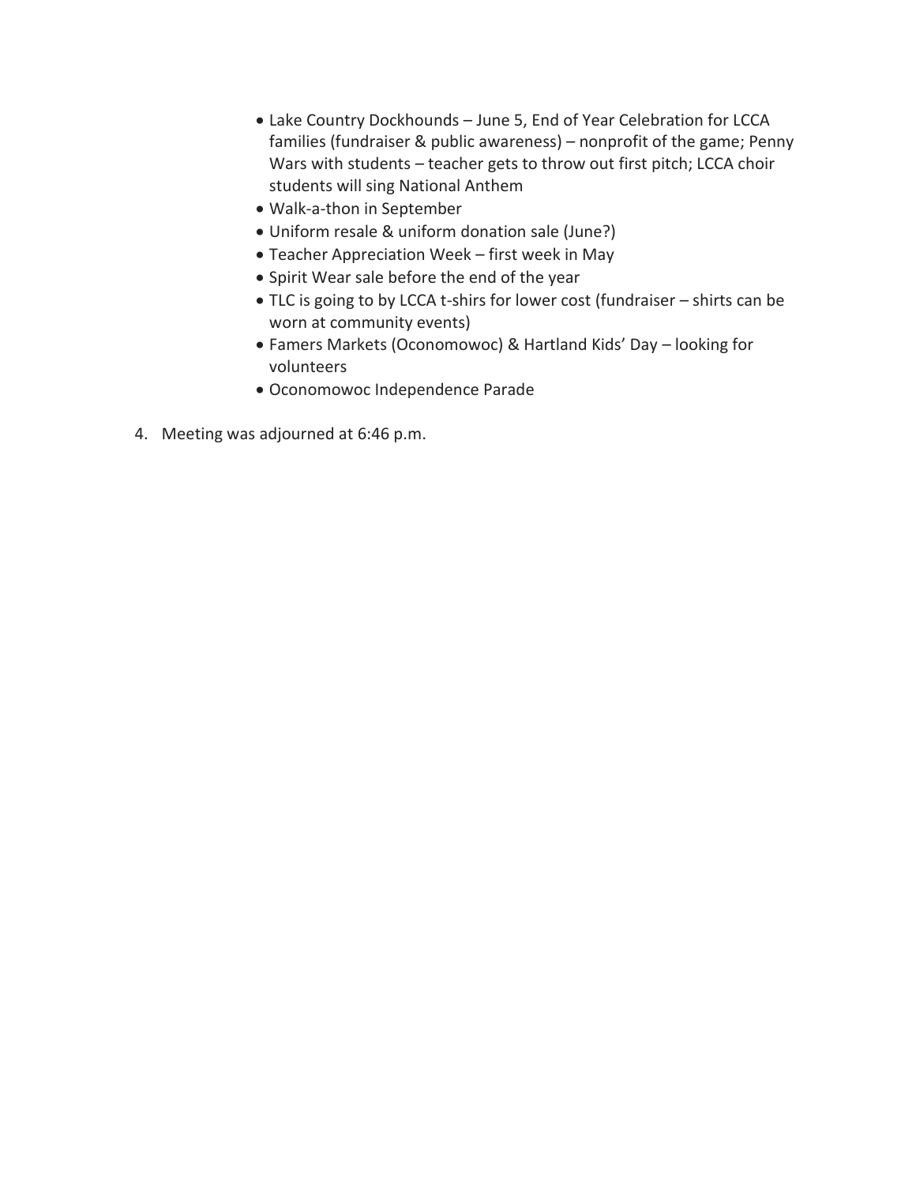- Lake Country Dockhounds – June 5, End of Year Celebration for LCCA families (fundraiser & public awareness) – nonprofit of the game; Penny Wars with students – teacher gets to throw out first pitch; LCCA choir students will sing National Anthem
- Walk-a-thon in September
- Uniform resale & uniform donation sale (June?)
- Teacher Appreciation Week – first week in May
- Spirit Wear sale before the end of the year
- TLC is going to by LCCA t-shirs for lower cost (fundraiser – shirts can be worn at community events)
- Famers Markets (Oconomowoc) & Hartland Kids' Day – looking for volunteers
- Oconomowoc Independence Parade

4. Meeting was adjourned at 6:46 p.m.